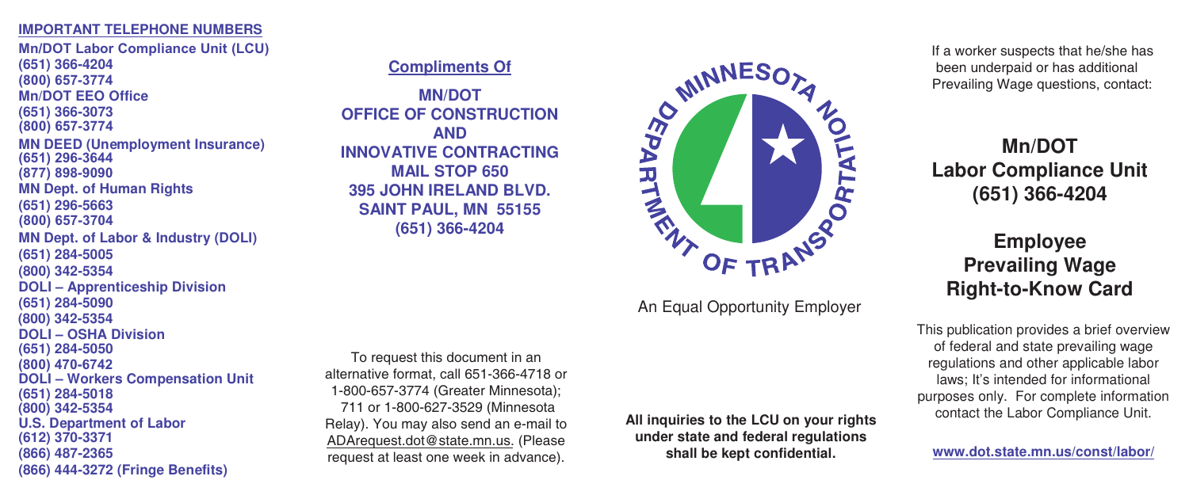## IMPORTANT TELEPHONE NUMBERS

**Mn/DOT Labor Compliance Unit (LCU)**
(651) 366-4204
(800) 657-3774

**Mn/DOT EEO Office**
(651) 366-3073
(800) 657-3774

**MN DEED (Unemployment Insurance)**
(651) 296-3644
(877) 898-9090

**MN Dept. of Human Rights**
(651) 296-5663
(800) 657-3704

**MN Dept. of Labor & Industry (DOLI)**
(651) 284-5005
(800) 342-5354

**DOLI – Apprenticeship Division**
(651) 284-5090
(800) 342-5354

**DOLI – OSHA Division**
(651) 284-5050
(800) 470-6742

**DOLI – Workers Compensation Unit**
(651) 284-5018
(800) 342-5354

**U.S. Department of Labor**
(612) 370-3371
(866) 487-2365
(866) 444-3272 (Fringe Benefits)

**Compliments Of**

**MN/DOT**
**OFFICE OF CONSTRUCTION AND INNOVATIVE CONTRACTING**
**MAIL STOP 650**
**395 JOHN IRELAND BLVD.**
**SAINT PAUL, MN 55155**
**(651) 366-4204**

To request this document in an alternative format, call 651-366-4718 or 1-800-657-3774 (Greater Minnesota); 711 or 1-800-627-3529 (Minnesota Relay). You may also send an e-mail to ADArequest.dot@state.mn.us. (Please request at least one week in advance).

MINNESOTA DEPARTMENT OF TRANSPORTATION

An Equal Opportunity Employer

**All inquiries to the LCU on your rights under state and federal regulations shall be kept confidential.**

If a worker suspects that he/she has been underpaid or has additional Prevailing Wage questions, contact:

# Mn/DOT Labor Compliance Unit (651) 366-4204

# Employee Prevailing Wage Right-to-Know Card

This publication provides a brief overview of federal and state prevailing wage regulations and other applicable labor laws; It's intended for informational purposes only. For complete information contact the Labor Compliance Unit.

**www.dot.state.mn.us/const/labor/**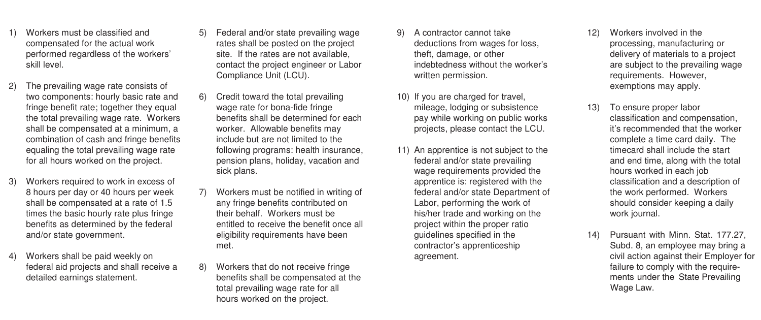1) Workers must be classified and compensated for the actual work performed regardless of the workers' skill level.

2) The prevailing wage rate consists of two components: hourly basic rate and fringe benefit rate; together they equal the total prevailing wage rate. Workers shall be compensated at a minimum, a combination of cash and fringe benefits equaling the total prevailing wage rate for all hours worked on the project.

3) Workers required to work in excess of 8 hours per day or 40 hours per week shall be compensated at a rate of 1.5 times the basic hourly rate plus fringe benefits as determined by the federal and/or state government.

4) Workers shall be paid weekly on federal aid projects and shall receive a detailed earnings statement.

5) Federal and/or state prevailing wage rates shall be posted on the project site. If the rates are not available, contact the project engineer or Labor Compliance Unit (LCU).

6) Credit toward the total prevailing wage rate for bona-fide fringe benefits shall be determined for each worker. Allowable benefits may include but are not limited to the following programs: health insurance, pension plans, holiday, vacation and sick plans.

7) Workers must be notified in writing of any fringe benefits contributed on their behalf. Workers must be entitled to receive the benefit once all eligibility requirements have been met.

8) Workers that do not receive fringe benefits shall be compensated at the total prevailing wage rate for all hours worked on the project.

9) A contractor cannot take deductions from wages for loss, theft, damage, or other indebtedness without the worker's written permission.

10) If you are charged for travel, mileage, lodging or subsistence pay while working on public works projects, please contact the LCU.

11) An apprentice is not subject to the federal and/or state prevailing wage requirements provided the apprentice is: registered with the federal and/or state Department of Labor, performing the work of his/her trade and working on the project within the proper ratio guidelines specified in the contractor's apprenticeship agreement.

12) Workers involved in the processing, manufacturing or delivery of materials to a project are subject to the prevailing wage requirements. However, exemptions may apply.

13) To ensure proper labor classification and compensation, it's recommended that the worker complete a time card daily. The timecard shall include the start and end time, along with the total hours worked in each job classification and a description of the work performed. Workers should consider keeping a daily work journal.

14) Pursuant with Minn. Stat. 177.27, Subd. 8, an employee may bring a civil action against their Employer for failure to comply with the requirements under the State Prevailing Wage Law.